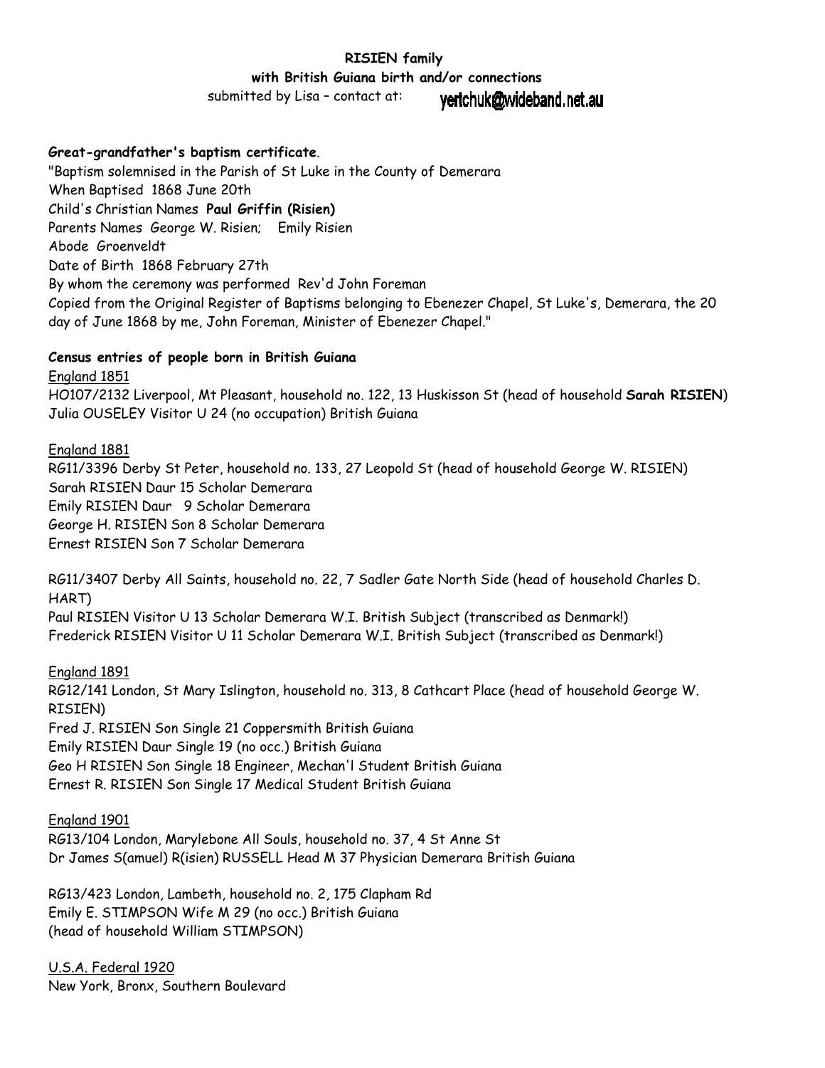**RISIEN family**

**with British Guiana birth and/or connections**

submitted by Lisa – contact at: yertchuk@wideband.net.au

**Great-grandfather's baptism certificate**.

"Baptism solemnised in the Parish of St Luke in the County of Demerara
When Baptised 1868 June 20th
Child's Christian Names **Paul Griffin (Risien)**
Parents Names George W. Risien; Emily Risien
Abode Groenveldt
Date of Birth 1868 February 27th
By whom the ceremony was performed Rev'd John Foreman
Copied from the Original Register of Baptisms belonging to Ebenezer Chapel, St Luke's, Demerara, the 20 day of June 1868 by me, John Foreman, Minister of Ebenezer Chapel."

**Census entries of people born in British Guiana**

England 1851

HO107/2132 Liverpool, Mt Pleasant, household no. 122, 13 Huskisson St (head of household **Sarah RISIEN**)
Julia OUSELEY Visitor U 24 (no occupation) British Guiana

England 1881

RG11/3396 Derby St Peter, household no. 133, 27 Leopold St (head of household George W. RISIEN)
Sarah RISIEN Daur 15 Scholar Demerara
Emily RISIEN Daur 9 Scholar Demerara
George H. RISIEN Son 8 Scholar Demerara
Ernest RISIEN Son 7 Scholar Demerara

RG11/3407 Derby All Saints, household no. 22, 7 Sadler Gate North Side (head of household Charles D. HART)
Paul RISIEN Visitor U 13 Scholar Demerara W.I. British Subject (transcribed as Denmark!)
Frederick RISIEN Visitor U 11 Scholar Demerara W.I. British Subject (transcribed as Denmark!)

England 1891

RG12/141 London, St Mary Islington, household no. 313, 8 Cathcart Place (head of household George W. RISIEN)
Fred J. RISIEN Son Single 21 Coppersmith British Guiana
Emily RISIEN Daur Single 19 (no occ.) British Guiana
Geo H RISIEN Son Single 18 Engineer, Mechan'l Student British Guiana
Ernest R. RISIEN Son Single 17 Medical Student British Guiana

England 1901

RG13/104 London, Marylebone All Souls, household no. 37, 4 St Anne St
Dr James S(amuel) R(isien) RUSSELL Head M 37 Physician Demerara British Guiana

RG13/423 London, Lambeth, household no. 2, 175 Clapham Rd
Emily E. STIMPSON Wife M 29 (no occ.) British Guiana
(head of household William STIMPSON)

U.S.A. Federal 1920

New York, Bronx, Southern Boulevard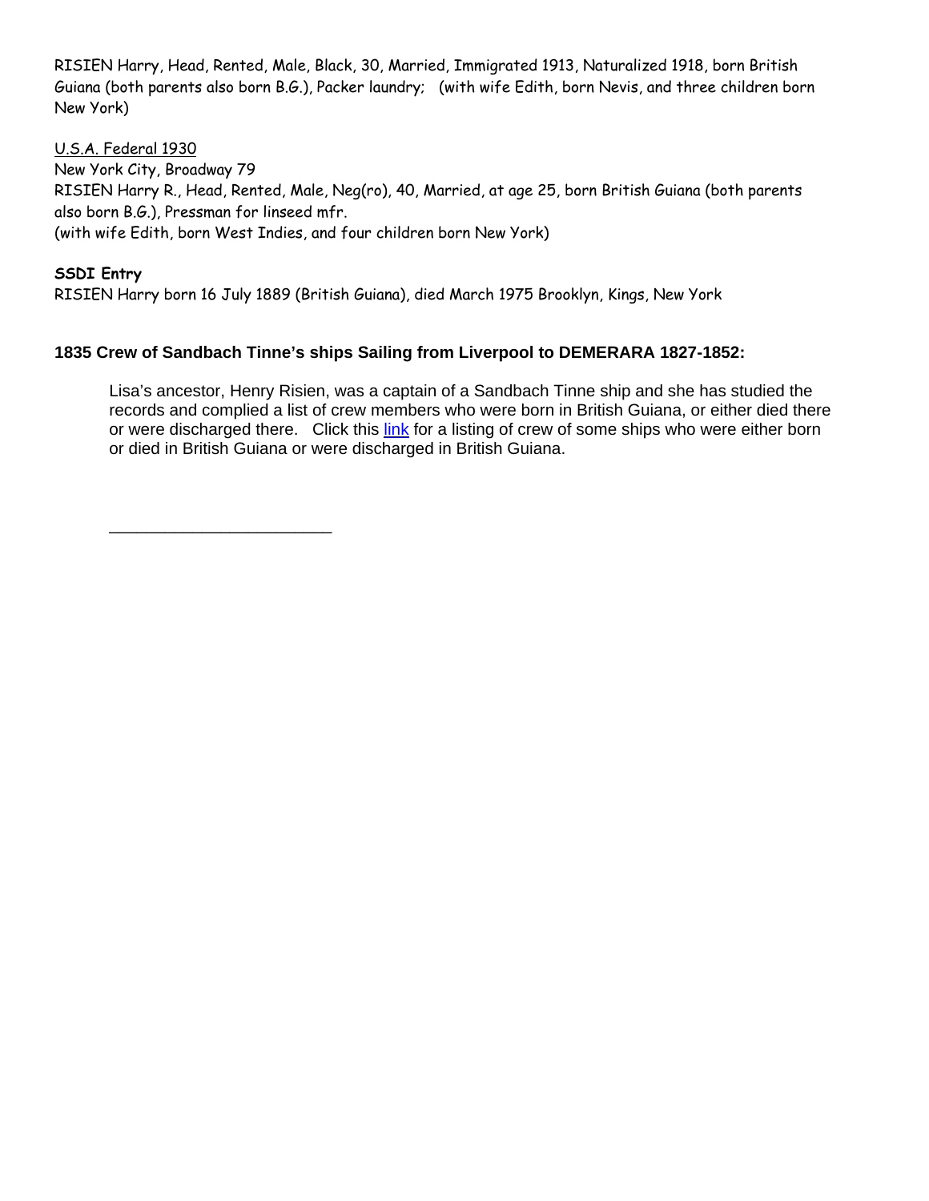RISIEN Harry, Head, Rented, Male, Black, 30, Married, Immigrated 1913, Naturalized 1918, born British Guiana (both parents also born B.G.), Packer laundry; (with wife Edith, born Nevis, and three children born New York)

U.S.A. Federal 1930
New York City, Broadway 79
RISIEN Harry R., Head, Rented, Male, Neg(ro), 40, Married, at age 25, born British Guiana (both parents also born B.G.), Pressman for linseed mfr.
(with wife Edith, born West Indies, and four children born New York)

**SSDI Entry**
RISIEN Harry born 16 July 1889 (British Guiana), died March 1975 Brooklyn, Kings, New York

### 1835 Crew of Sandbach Tinne's ships Sailing from Liverpool to DEMERARA 1827-1852:

Lisa's ancestor, Henry Risien, was a captain of a Sandbach Tinne ship and she has studied the records and complied a list of crew members who were born in British Guiana, or either died there or were discharged there. Click this link for a listing of crew of some ships who were either born or died in British Guiana or were discharged in British Guiana.

\_\_\_\_\_\_\_\_\_\_\_\_\_\_\_\_\_\_\_\_\_\_\_\_